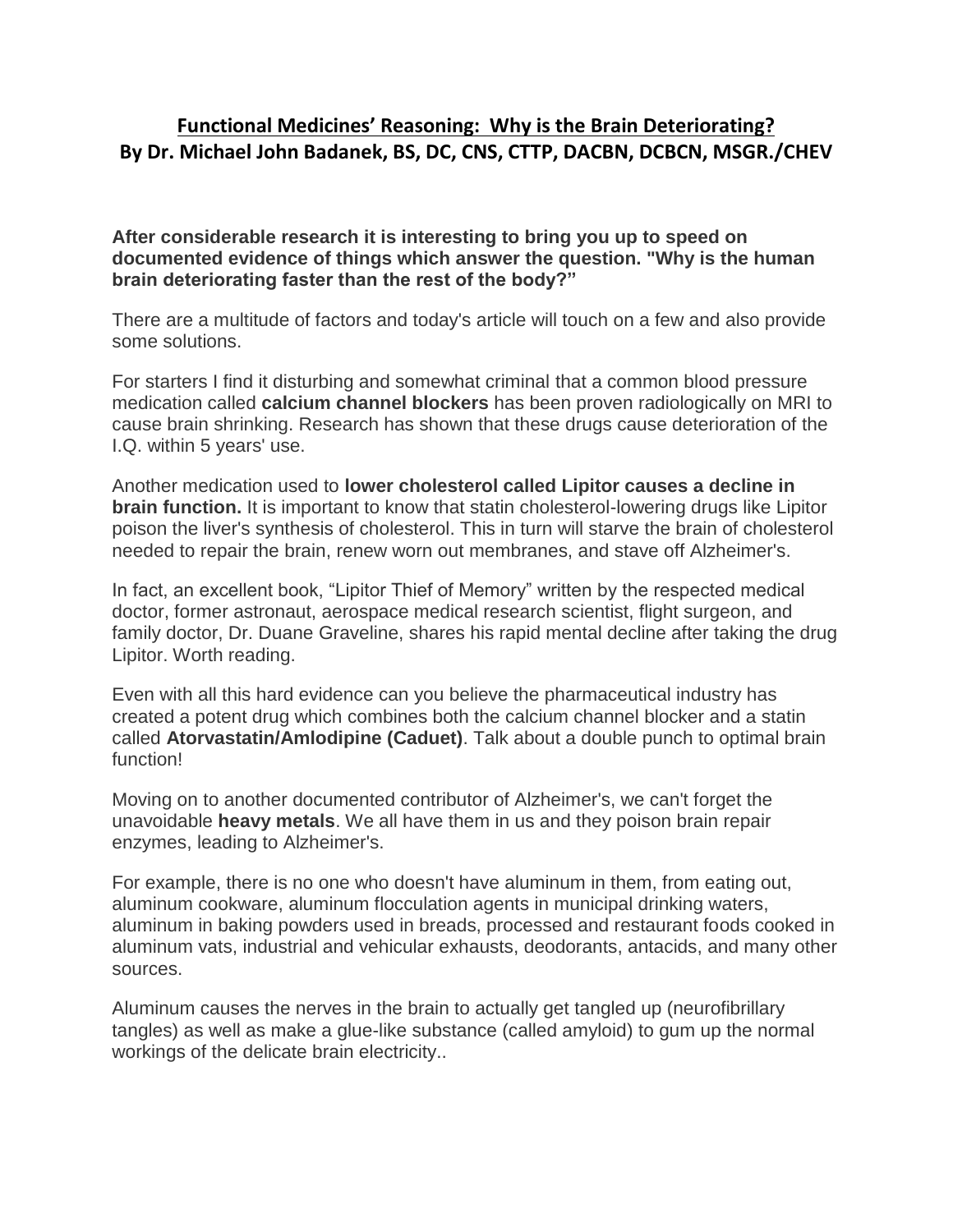# Functional Medicines' Reasoning: Why is the Brain Deteriorating?
## By Dr. Michael John Badanek, BS, DC, CNS, CTTP, DACBN, DCBCN, MSGR./CHEV

**After considerable research it is interesting to bring you up to speed on documented evidence of things which answer the question. "Why is the human brain deteriorating faster than the rest of the body?"**

There are a multitude of factors and today's article will touch on a few and also provide some solutions.

For starters I find it disturbing and somewhat criminal that a common blood pressure medication called **calcium channel blockers** has been proven radiologically on MRI to cause brain shrinking. Research has shown that these drugs cause deterioration of the I.Q. within 5 years' use.

Another medication used to **lower cholesterol called Lipitor causes a decline in brain function.** It is important to know that statin cholesterol-lowering drugs like Lipitor poison the liver's synthesis of cholesterol. This in turn will starve the brain of cholesterol needed to repair the brain, renew worn out membranes, and stave off Alzheimer's.

In fact, an excellent book, "Lipitor Thief of Memory" written by the respected medical doctor, former astronaut, aerospace medical research scientist, flight surgeon, and family doctor, Dr. Duane Graveline, shares his rapid mental decline after taking the drug Lipitor. Worth reading.

Even with all this hard evidence can you believe the pharmaceutical industry has created a potent drug which combines both the calcium channel blocker and a statin called **Atorvastatin/Amlodipine (Caduet)**. Talk about a double punch to optimal brain function!

Moving on to another documented contributor of Alzheimer's, we can't forget the unavoidable **heavy metals**. We all have them in us and they poison brain repair enzymes, leading to Alzheimer's.

For example, there is no one who doesn't have aluminum in them, from eating out, aluminum cookware, aluminum flocculation agents in municipal drinking waters, aluminum in baking powders used in breads, processed and restaurant foods cooked in aluminum vats, industrial and vehicular exhausts, deodorants, antacids, and many other sources.

Aluminum causes the nerves in the brain to actually get tangled up (neurofibrillary tangles) as well as make a glue-like substance (called amyloid) to gum up the normal workings of the delicate brain electricity..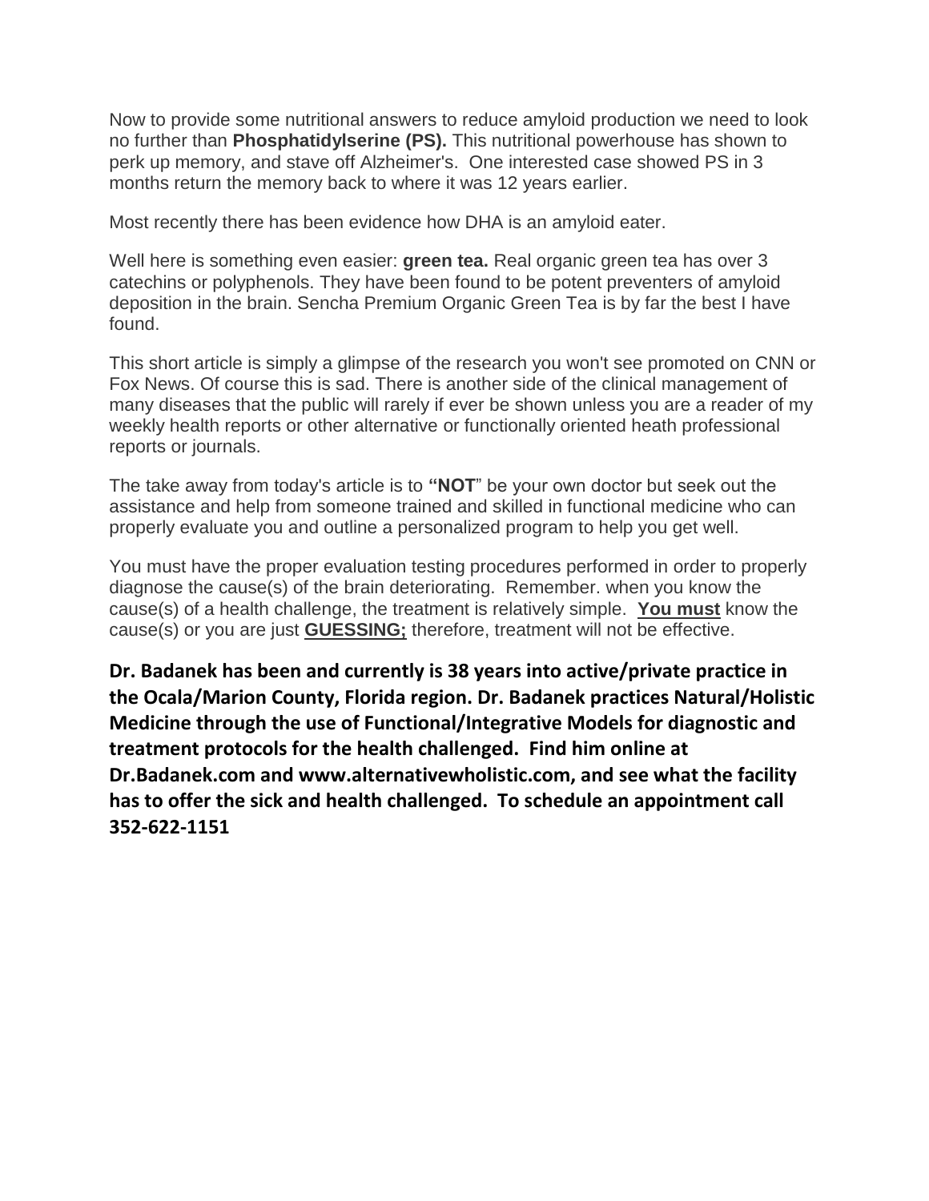Now to provide some nutritional answers to reduce amyloid production we need to look no further than **Phosphatidylserine (PS).** This nutritional powerhouse has shown to perk up memory, and stave off Alzheimer's. One interested case showed PS in 3 months return the memory back to where it was 12 years earlier.

Most recently there has been evidence how DHA is an amyloid eater.

Well here is something even easier: **green tea.** Real organic green tea has over 3 catechins or polyphenols. They have been found to be potent preventers of amyloid deposition in the brain. Sencha Premium Organic Green Tea is by far the best I have found.

This short article is simply a glimpse of the research you won't see promoted on CNN or Fox News. Of course this is sad. There is another side of the clinical management of many diseases that the public will rarely if ever be shown unless you are a reader of my weekly health reports or other alternative or functionally oriented heath professional reports or journals.

The take away from today's article is to **"NOT"** be your own doctor but seek out the assistance and help from someone trained and skilled in functional medicine who can properly evaluate you and outline a personalized program to help you get well.

You must have the proper evaluation testing procedures performed in order to properly diagnose the cause(s) of the brain deteriorating. Remember. when you know the cause(s) of a health challenge, the treatment is relatively simple. **You must** know the cause(s) or you are just **GUESSING;** therefore, treatment will not be effective.

**Dr. Badanek has been and currently is 38 years into active/private practice in the Ocala/Marion County, Florida region. Dr. Badanek practices Natural/Holistic Medicine through the use of Functional/Integrative Models for diagnostic and treatment protocols for the health challenged. Find him online at Dr.Badanek.com and www.alternativewholistic.com, and see what the facility has to offer the sick and health challenged. To schedule an appointment call 352-622-1151**